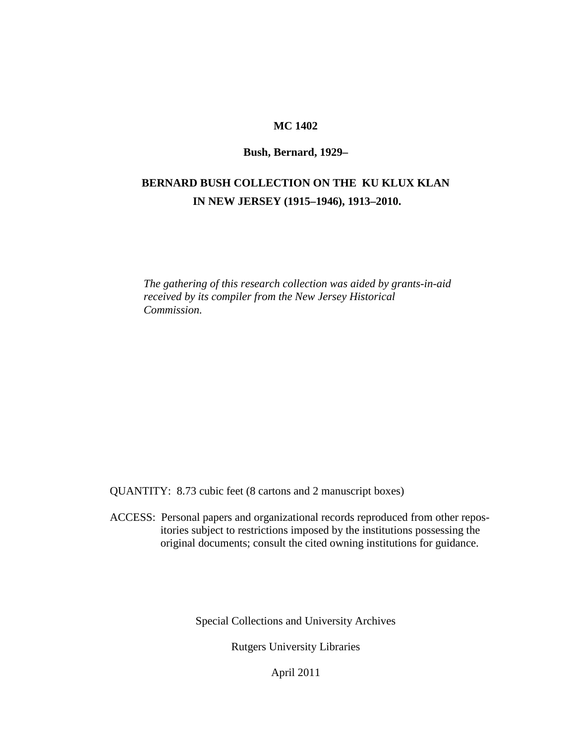**MC 1402**

**Bush, Bernard, 1929–**

# BERNARD BUSH COLLECTION ON THE KU KLUX KLAN IN NEW JERSEY (1915–1946), 1913–2010.

*The gathering of this research collection was aided by grants-in-aid received by its compiler from the New Jersey Historical Commission.*

QUANTITY: 8.73 cubic feet (8 cartons and 2 manuscript boxes)

ACCESS: Personal papers and organizational records reproduced from other repositories subject to restrictions imposed by the institutions possessing the original documents; consult the cited owning institutions for guidance.

Special Collections and University Archives

Rutgers University Libraries

April 2011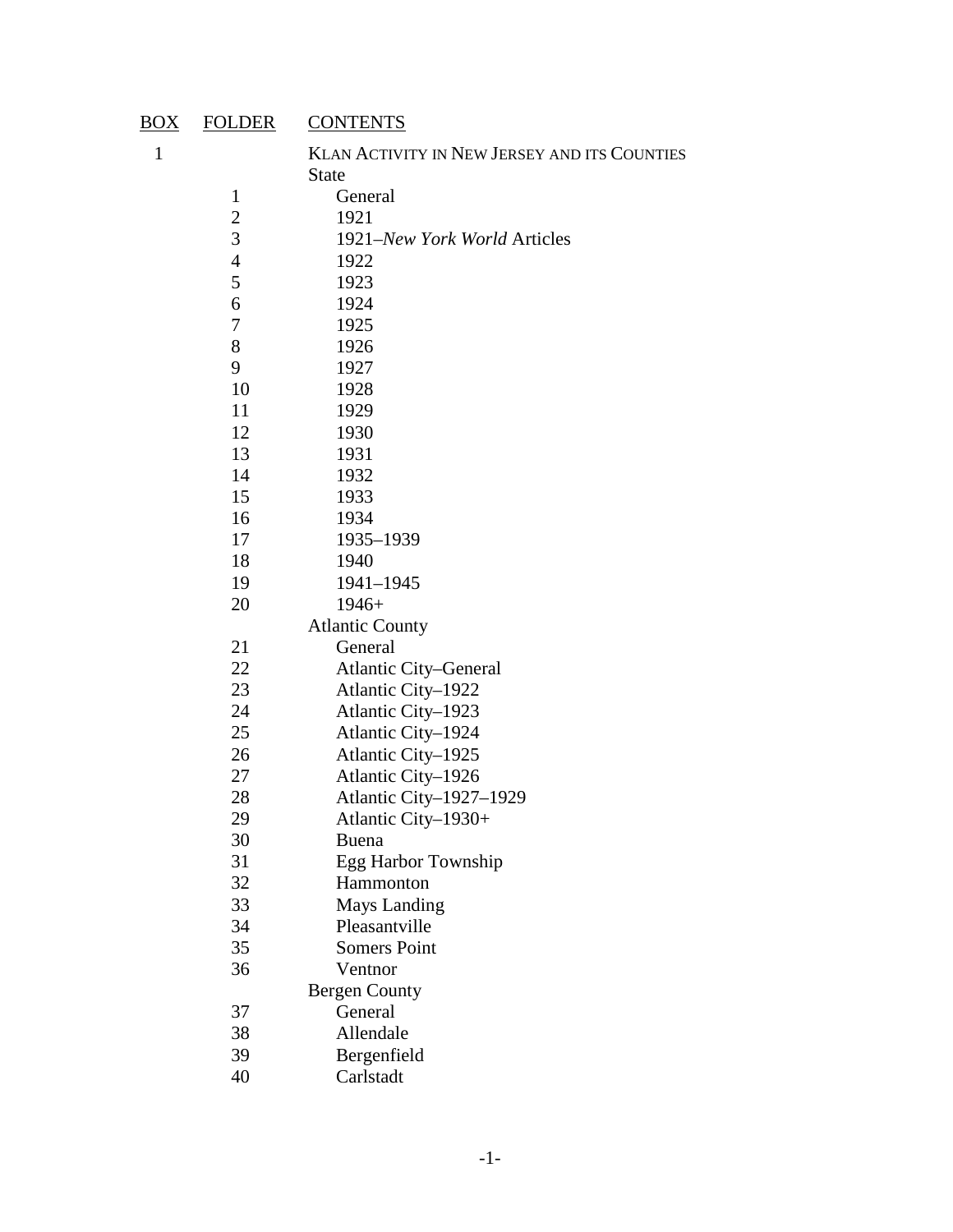| BOX | FOLDER | CONTENTS |
|---|---|---|
| 1 | | KLAN ACTIVITY IN NEW JERSEY AND ITS COUNTIES |
| | | State |
| | 1 | General |
| | 2 | 1921 |
| | 3 | 1921–*New York World* Articles |
| | 4 | 1922 |
| | 5 | 1923 |
| | 6 | 1924 |
| | 7 | 1925 |
| | 8 | 1926 |
| | 9 | 1927 |
| | 10 | 1928 |
| | 11 | 1929 |
| | 12 | 1930 |
| | 13 | 1931 |
| | 14 | 1932 |
| | 15 | 1933 |
| | 16 | 1934 |
| | 17 | 1935–1939 |
| | 18 | 1940 |
| | 19 | 1941–1945 |
| | 20 | 1946+ |
| | | Atlantic County |
| | 21 | General |
| | 22 | Atlantic City–General |
| | 23 | Atlantic City–1922 |
| | 24 | Atlantic City–1923 |
| | 25 | Atlantic City–1924 |
| | 26 | Atlantic City–1925 |
| | 27 | Atlantic City–1926 |
| | 28 | Atlantic City–1927–1929 |
| | 29 | Atlantic City–1930+ |
| | 30 | Buena |
| | 31 | Egg Harbor Township |
| | 32 | Hammonton |
| | 33 | Mays Landing |
| | 34 | Pleasantville |
| | 35 | Somers Point |
| | 36 | Ventnor |
| | | Bergen County |
| | 37 | General |
| | 38 | Allendale |
| | 39 | Bergenfield |
| | 40 | Carlstadt |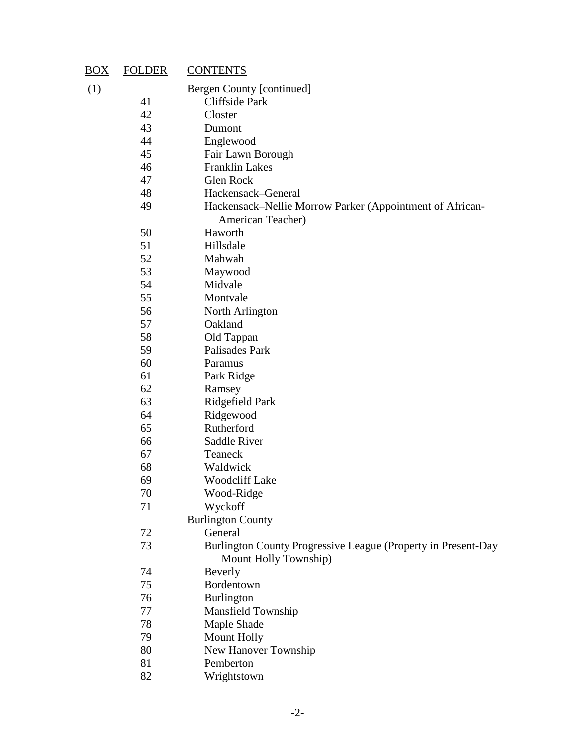| BOX | FOLDER | CONTENTS |
|---|---|---|
| (1) | | Bergen County [continued] |
| | 41 | Cliffside Park |
| | 42 | Closter |
| | 43 | Dumont |
| | 44 | Englewood |
| | 45 | Fair Lawn Borough |
| | 46 | Franklin Lakes |
| | 47 | Glen Rock |
| | 48 | Hackensack–General |
| | 49 | Hackensack–Nellie Morrow Parker (Appointment of African-American Teacher) |
| | 50 | Haworth |
| | 51 | Hillsdale |
| | 52 | Mahwah |
| | 53 | Maywood |
| | 54 | Midvale |
| | 55 | Montvale |
| | 56 | North Arlington |
| | 57 | Oakland |
| | 58 | Old Tappan |
| | 59 | Palisades Park |
| | 60 | Paramus |
| | 61 | Park Ridge |
| | 62 | Ramsey |
| | 63 | Ridgefield Park |
| | 64 | Ridgewood |
| | 65 | Rutherford |
| | 66 | Saddle River |
| | 67 | Teaneck |
| | 68 | Waldwick |
| | 69 | Woodcliff Lake |
| | 70 | Wood-Ridge |
| | 71 | Wyckoff |
| | | Burlington County |
| | 72 | General |
| | 73 | Burlington County Progressive League (Property in Present-Day Mount Holly Township) |
| | 74 | Beverly |
| | 75 | Bordentown |
| | 76 | Burlington |
| | 77 | Mansfield Township |
| | 78 | Maple Shade |
| | 79 | Mount Holly |
| | 80 | New Hanover Township |
| | 81 | Pemberton |
| | 82 | Wrightstown |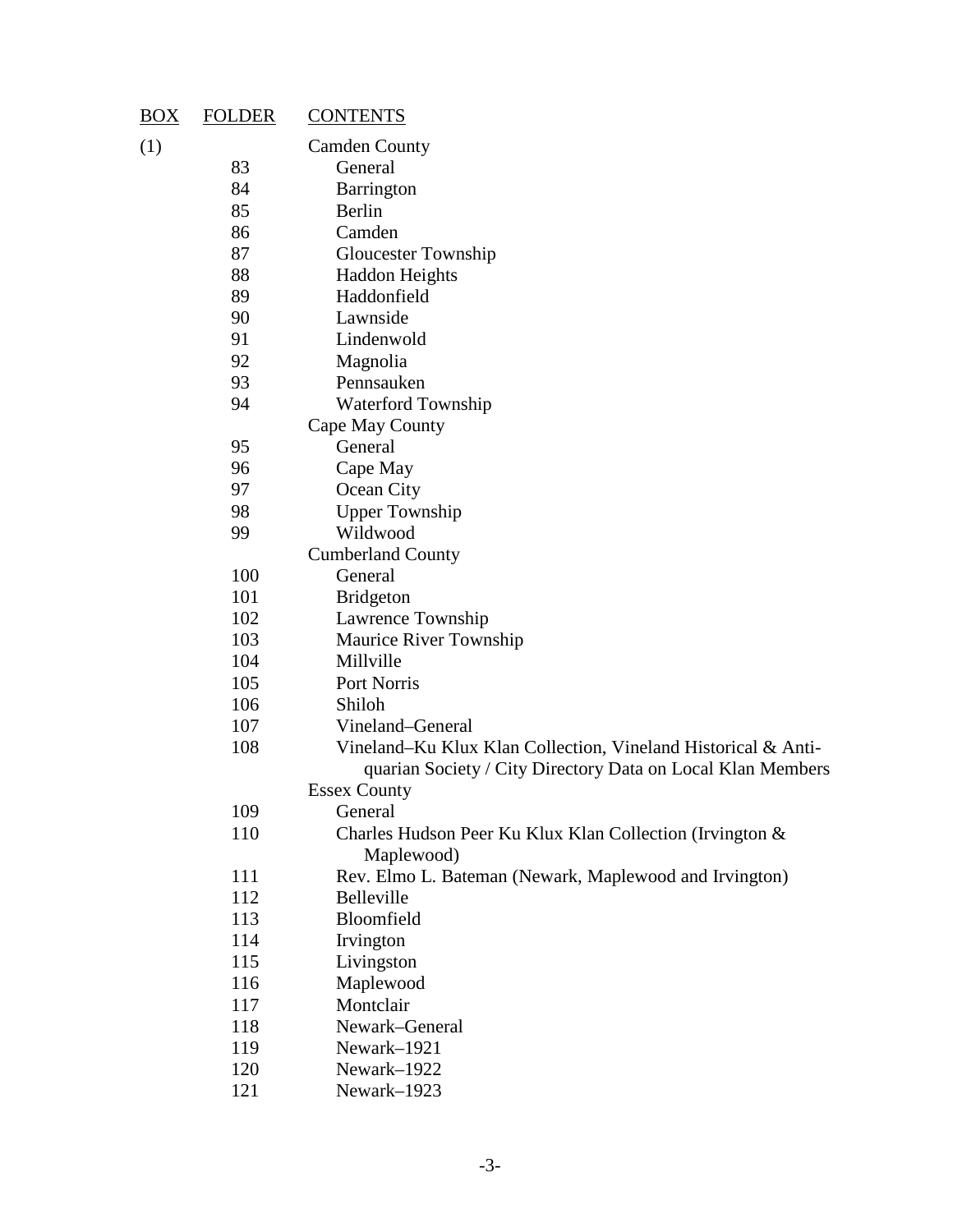| BOX | FOLDER | CONTENTS |
| --- | --- | --- |
| (1) | | Camden County |
| | 83 | General |
| | 84 | Barrington |
| | 85 | Berlin |
| | 86 | Camden |
| | 87 | Gloucester Township |
| | 88 | Haddon Heights |
| | 89 | Haddonfield |
| | 90 | Lawnside |
| | 91 | Lindenwold |
| | 92 | Magnolia |
| | 93 | Pennsauken |
| | 94 | Waterford Township |
| | | Cape May County |
| | 95 | General |
| | 96 | Cape May |
| | 97 | Ocean City |
| | 98 | Upper Township |
| | 99 | Wildwood |
| | | Cumberland County |
| | 100 | General |
| | 101 | Bridgeton |
| | 102 | Lawrence Township |
| | 103 | Maurice River Township |
| | 104 | Millville |
| | 105 | Port Norris |
| | 106 | Shiloh |
| | 107 | Vineland–General |
| | 108 | Vineland–Ku Klux Klan Collection, Vineland Historical & Antiquarian Society / City Directory Data on Local Klan Members |
| | | Essex County |
| | 109 | General |
| | 110 | Charles Hudson Peer Ku Klux Klan Collection (Irvington & Maplewood) |
| | 111 | Rev. Elmo L. Bateman (Newark, Maplewood and Irvington) |
| | 112 | Belleville |
| | 113 | Bloomfield |
| | 114 | Irvington |
| | 115 | Livingston |
| | 116 | Maplewood |
| | 117 | Montclair |
| | 118 | Newark–General |
| | 119 | Newark–1921 |
| | 120 | Newark–1922 |
| | 121 | Newark–1923 |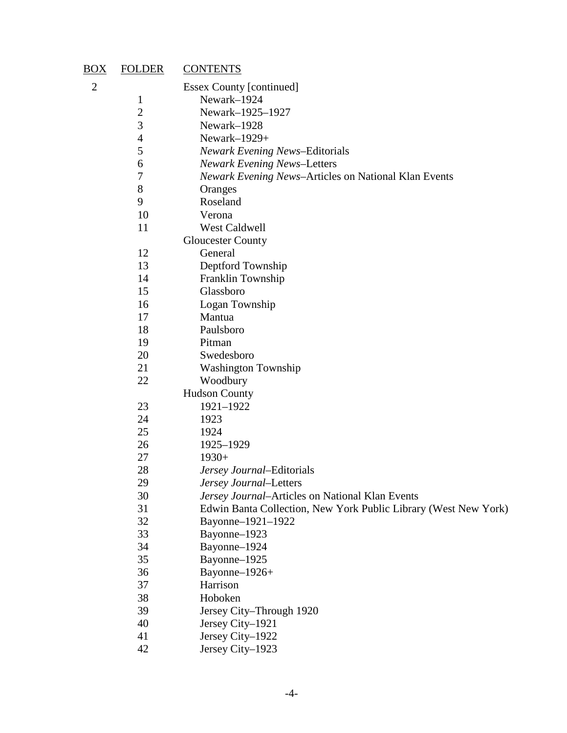| BOX | FOLDER | CONTENTS |
|---|---|---|
| 2 | | Essex County [continued] |
| | 1 | Newark–1924 |
| | 2 | Newark–1925–1927 |
| | 3 | Newark–1928 |
| | 4 | Newark–1929+ |
| | 5 | *Newark Evening News*–Editorials |
| | 6 | *Newark Evening News*–Letters |
| | 7 | *Newark Evening News*–Articles on National Klan Events |
| | 8 | Oranges |
| | 9 | Roseland |
| | 10 | Verona |
| | 11 | West Caldwell |
| | | Gloucester County |
| | 12 | General |
| | 13 | Deptford Township |
| | 14 | Franklin Township |
| | 15 | Glassboro |
| | 16 | Logan Township |
| | 17 | Mantua |
| | 18 | Paulsboro |
| | 19 | Pitman |
| | 20 | Swedesboro |
| | 21 | Washington Township |
| | 22 | Woodbury |
| | | Hudson County |
| | 23 | 1921–1922 |
| | 24 | 1923 |
| | 25 | 1924 |
| | 26 | 1925–1929 |
| | 27 | 1930+ |
| | 28 | *Jersey Journal*–Editorials |
| | 29 | *Jersey Journal*–Letters |
| | 30 | *Jersey Journal*–Articles on National Klan Events |
| | 31 | Edwin Banta Collection, New York Public Library (West New York) |
| | 32 | Bayonne–1921–1922 |
| | 33 | Bayonne–1923 |
| | 34 | Bayonne–1924 |
| | 35 | Bayonne–1925 |
| | 36 | Bayonne–1926+ |
| | 37 | Harrison |
| | 38 | Hoboken |
| | 39 | Jersey City–Through 1920 |
| | 40 | Jersey City–1921 |
| | 41 | Jersey City–1922 |
| | 42 | Jersey City–1923 |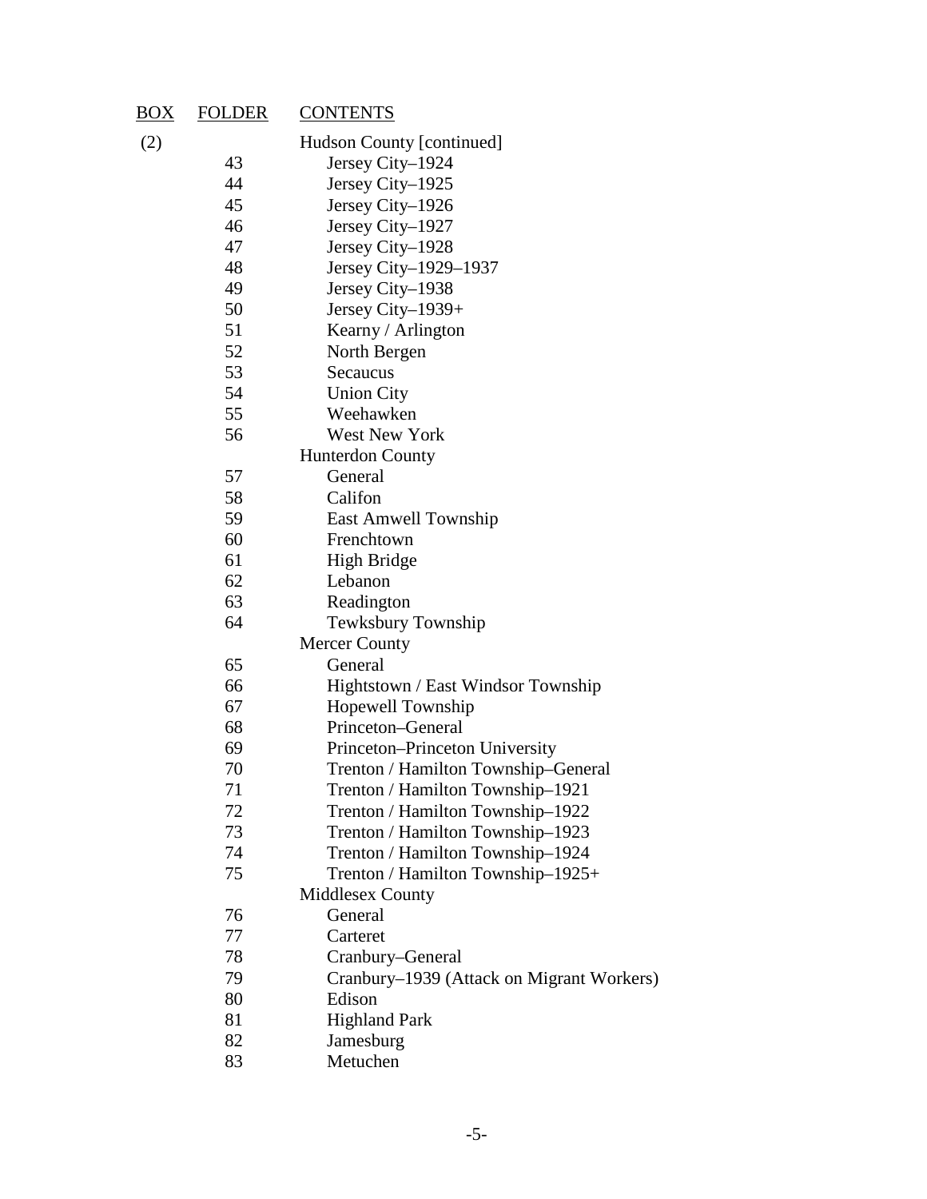| BOX | FOLDER | CONTENTS |
| --- | --- | --- |
| (2) | | Hudson County [continued] |
| | 43 | Jersey City–1924 |
| | 44 | Jersey City–1925 |
| | 45 | Jersey City–1926 |
| | 46 | Jersey City–1927 |
| | 47 | Jersey City–1928 |
| | 48 | Jersey City–1929–1937 |
| | 49 | Jersey City–1938 |
| | 50 | Jersey City–1939+ |
| | 51 | Kearny / Arlington |
| | 52 | North Bergen |
| | 53 | Secaucus |
| | 54 | Union City |
| | 55 | Weehawken |
| | 56 | West New York |
| | | Hunterdon County |
| | 57 | General |
| | 58 | Califon |
| | 59 | East Amwell Township |
| | 60 | Frenchtown |
| | 61 | High Bridge |
| | 62 | Lebanon |
| | 63 | Readington |
| | 64 | Tewksbury Township |
| | | Mercer County |
| | 65 | General |
| | 66 | Hightstown / East Windsor Township |
| | 67 | Hopewell Township |
| | 68 | Princeton–General |
| | 69 | Princeton–Princeton University |
| | 70 | Trenton / Hamilton Township–General |
| | 71 | Trenton / Hamilton Township–1921 |
| | 72 | Trenton / Hamilton Township–1922 |
| | 73 | Trenton / Hamilton Township–1923 |
| | 74 | Trenton / Hamilton Township–1924 |
| | 75 | Trenton / Hamilton Township–1925+ |
| | | Middlesex County |
| | 76 | General |
| | 77 | Carteret |
| | 78 | Cranbury–General |
| | 79 | Cranbury–1939 (Attack on Migrant Workers) |
| | 80 | Edison |
| | 81 | Highland Park |
| | 82 | Jamesburg |
| | 83 | Metuchen |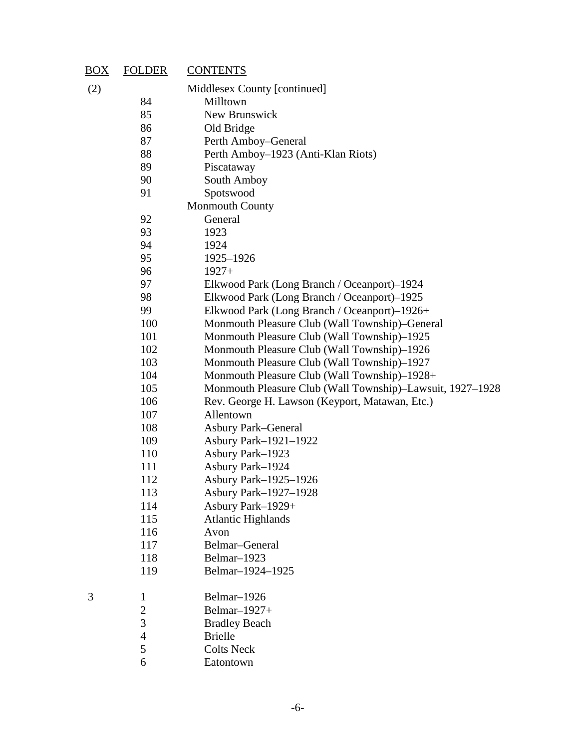| BOX | FOLDER | CONTENTS |
|---|---|---|
| (2) | | Middlesex County [continued] |
| | 84 | Milltown |
| | 85 | New Brunswick |
| | 86 | Old Bridge |
| | 87 | Perth Amboy–General |
| | 88 | Perth Amboy–1923 (Anti-Klan Riots) |
| | 89 | Piscataway |
| | 90 | South Amboy |
| | 91 | Spotswood |
| | | Monmouth County |
| | 92 | General |
| | 93 | 1923 |
| | 94 | 1924 |
| | 95 | 1925–1926 |
| | 96 | 1927+ |
| | 97 | Elkwood Park (Long Branch / Oceanport)–1924 |
| | 98 | Elkwood Park (Long Branch / Oceanport)–1925 |
| | 99 | Elkwood Park (Long Branch / Oceanport)–1926+ |
| | 100 | Monmouth Pleasure Club (Wall Township)–General |
| | 101 | Monmouth Pleasure Club (Wall Township)–1925 |
| | 102 | Monmouth Pleasure Club (Wall Township)–1926 |
| | 103 | Monmouth Pleasure Club (Wall Township)–1927 |
| | 104 | Monmouth Pleasure Club (Wall Township)–1928+ |
| | 105 | Monmouth Pleasure Club (Wall Township)–Lawsuit, 1927–1928 |
| | 106 | Rev. George H. Lawson (Keyport, Matawan, Etc.) |
| | 107 | Allentown |
| | 108 | Asbury Park–General |
| | 109 | Asbury Park–1921–1922 |
| | 110 | Asbury Park–1923 |
| | 111 | Asbury Park–1924 |
| | 112 | Asbury Park–1925–1926 |
| | 113 | Asbury Park–1927–1928 |
| | 114 | Asbury Park–1929+ |
| | 115 | Atlantic Highlands |
| | 116 | Avon |
| | 117 | Belmar–General |
| | 118 | Belmar–1923 |
| | 119 | Belmar–1924–1925 |
| 3 | 1 | Belmar–1926 |
| | 2 | Belmar–1927+ |
| | 3 | Bradley Beach |
| | 4 | Brielle |
| | 5 | Colts Neck |
| | 6 | Eatontown |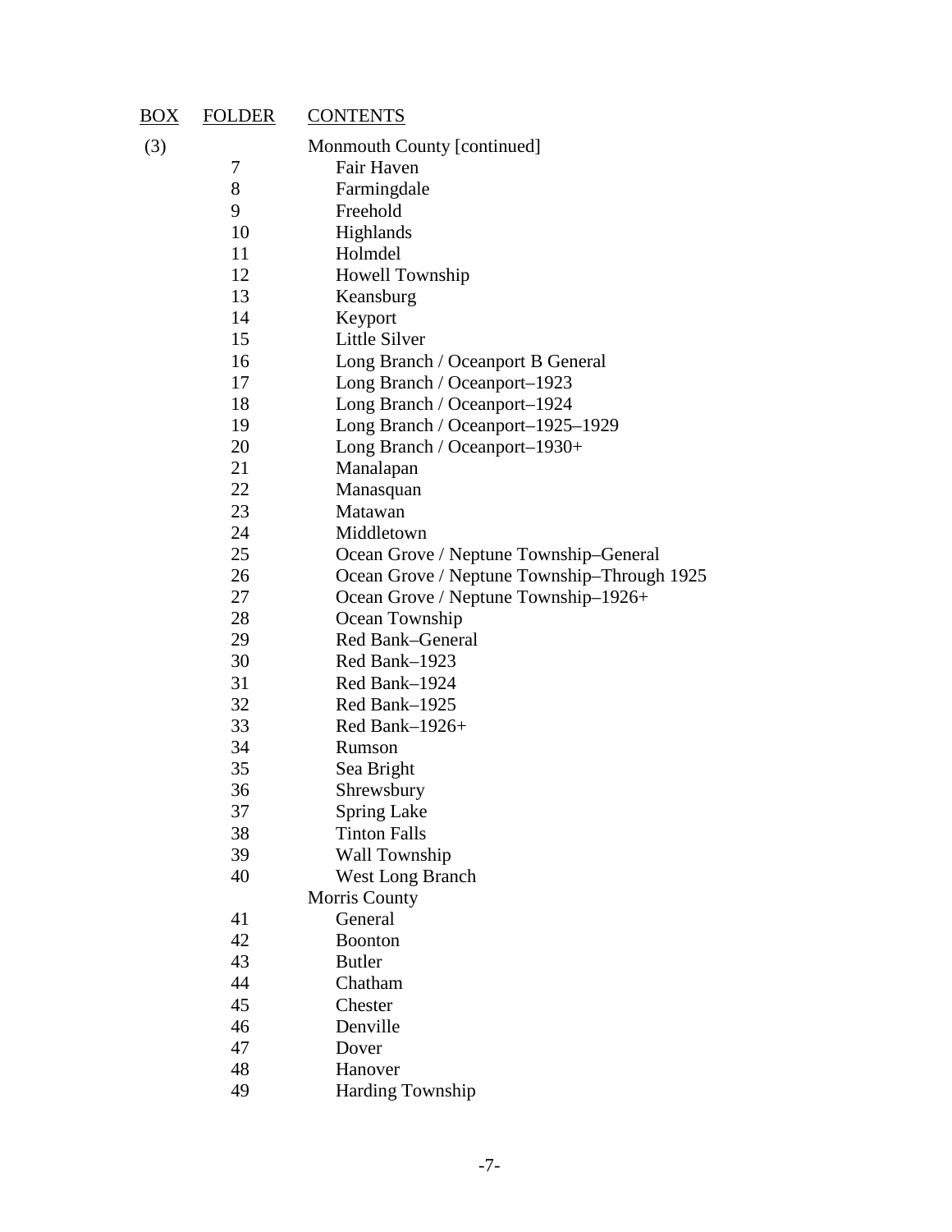| BOX | FOLDER | CONTENTS |
|---|---|---|
| (3) | | Monmouth County [continued] |
| | 7 | Fair Haven |
| | 8 | Farmingdale |
| | 9 | Freehold |
| | 10 | Highlands |
| | 11 | Holmdel |
| | 12 | Howell Township |
| | 13 | Keansburg |
| | 14 | Keyport |
| | 15 | Little Silver |
| | 16 | Long Branch / Oceanport B General |
| | 17 | Long Branch / Oceanport–1923 |
| | 18 | Long Branch / Oceanport–1924 |
| | 19 | Long Branch / Oceanport–1925–1929 |
| | 20 | Long Branch / Oceanport–1930+ |
| | 21 | Manalapan |
| | 22 | Manasquan |
| | 23 | Matawan |
| | 24 | Middletown |
| | 25 | Ocean Grove / Neptune Township–General |
| | 26 | Ocean Grove / Neptune Township–Through 1925 |
| | 27 | Ocean Grove / Neptune Township–1926+ |
| | 28 | Ocean Township |
| | 29 | Red Bank–General |
| | 30 | Red Bank–1923 |
| | 31 | Red Bank–1924 |
| | 32 | Red Bank–1925 |
| | 33 | Red Bank–1926+ |
| | 34 | Rumson |
| | 35 | Sea Bright |
| | 36 | Shrewsbury |
| | 37 | Spring Lake |
| | 38 | Tinton Falls |
| | 39 | Wall Township |
| | 40 | West Long Branch |
| | | Morris County |
| | 41 | General |
| | 42 | Boonton |
| | 43 | Butler |
| | 44 | Chatham |
| | 45 | Chester |
| | 46 | Denville |
| | 47 | Dover |
| | 48 | Hanover |
| | 49 | Harding Township |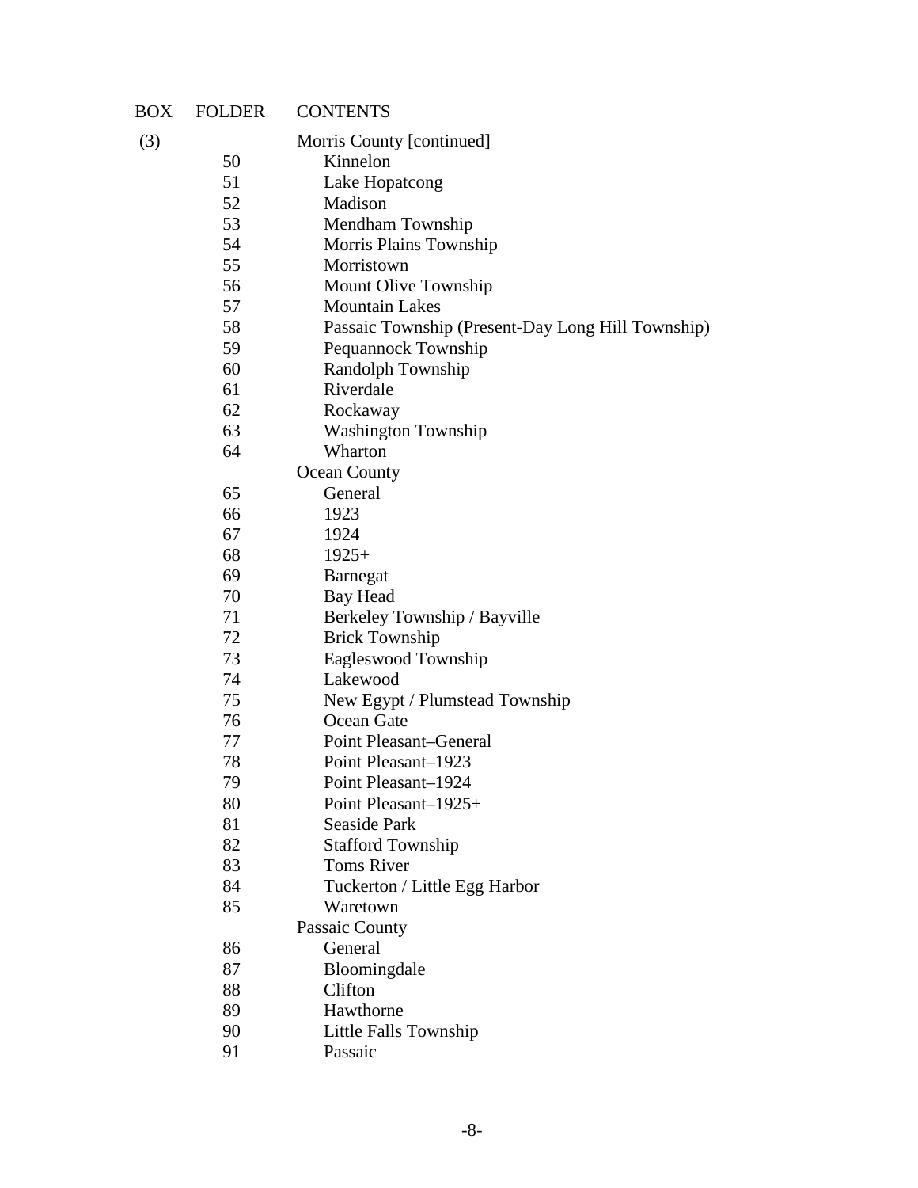| BOX | FOLDER | CONTENTS |
|---|---|---|
| (3) | | Morris County [continued] |
| | 50 | Kinnelon |
| | 51 | Lake Hopatcong |
| | 52 | Madison |
| | 53 | Mendham Township |
| | 54 | Morris Plains Township |
| | 55 | Morristown |
| | 56 | Mount Olive Township |
| | 57 | Mountain Lakes |
| | 58 | Passaic Township (Present-Day Long Hill Township) |
| | 59 | Pequannock Township |
| | 60 | Randolph Township |
| | 61 | Riverdale |
| | 62 | Rockaway |
| | 63 | Washington Township |
| | 64 | Wharton |
| | | Ocean County |
| | 65 | General |
| | 66 | 1923 |
| | 67 | 1924 |
| | 68 | 1925+ |
| | 69 | Barnegat |
| | 70 | Bay Head |
| | 71 | Berkeley Township / Bayville |
| | 72 | Brick Township |
| | 73 | Eagleswood Township |
| | 74 | Lakewood |
| | 75 | New Egypt / Plumstead Township |
| | 76 | Ocean Gate |
| | 77 | Point Pleasant–General |
| | 78 | Point Pleasant–1923 |
| | 79 | Point Pleasant–1924 |
| | 80 | Point Pleasant–1925+ |
| | 81 | Seaside Park |
| | 82 | Stafford Township |
| | 83 | Toms River |
| | 84 | Tuckerton / Little Egg Harbor |
| | 85 | Waretown |
| | | Passaic County |
| | 86 | General |
| | 87 | Bloomingdale |
| | 88 | Clifton |
| | 89 | Hawthorne |
| | 90 | Little Falls Township |
| | 91 | Passaic |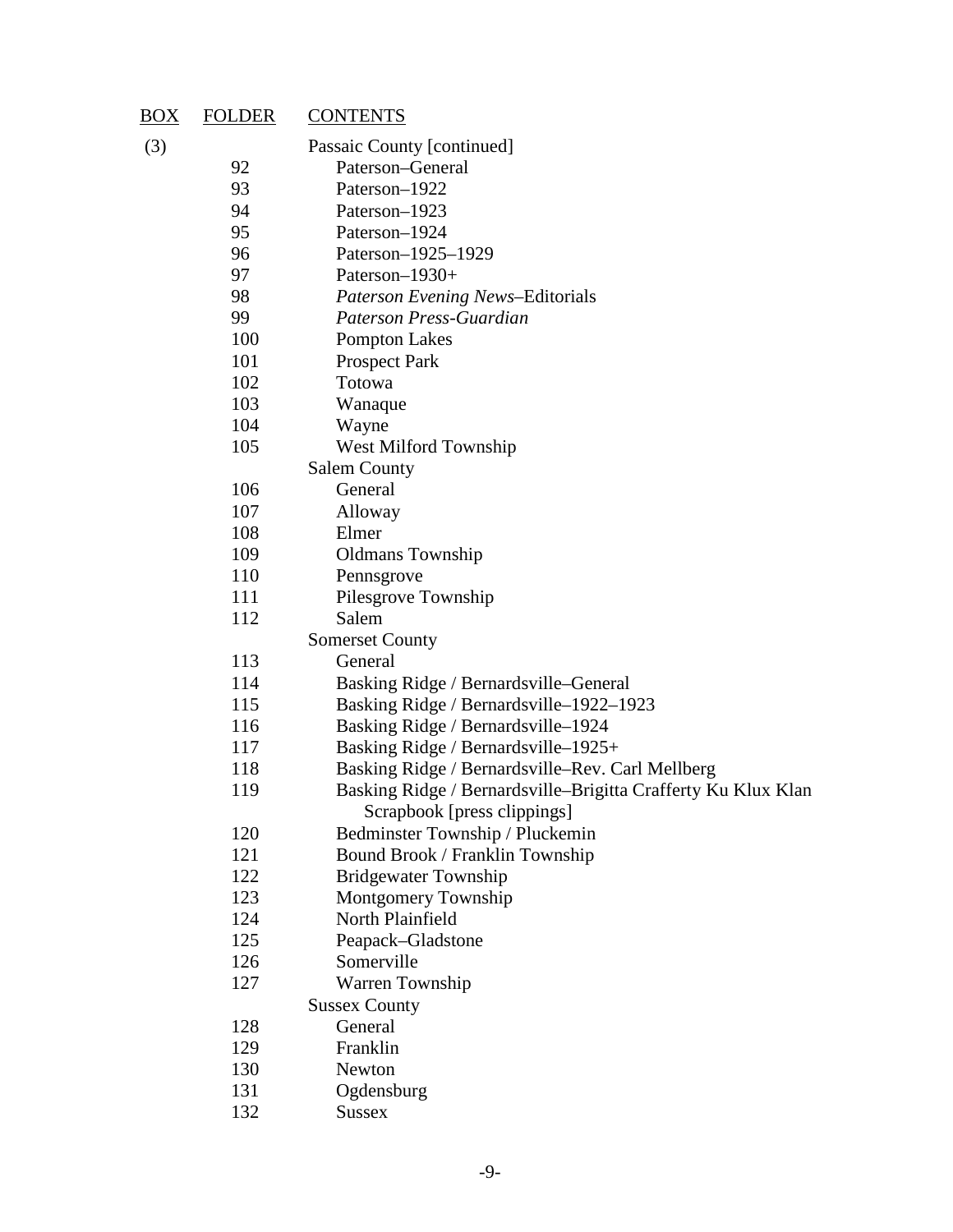| BOX | FOLDER | CONTENTS |
|---|---|---|
| (3) | | Passaic County [continued] |
| | 92 | Paterson–General |
| | 93 | Paterson–1922 |
| | 94 | Paterson–1923 |
| | 95 | Paterson–1924 |
| | 96 | Paterson–1925–1929 |
| | 97 | Paterson–1930+ |
| | 98 | *Paterson Evening News*–Editorials |
| | 99 | *Paterson Press-Guardian* |
| | 100 | Pompton Lakes |
| | 101 | Prospect Park |
| | 102 | Totowa |
| | 103 | Wanaque |
| | 104 | Wayne |
| | 105 | West Milford Township |
| | | Salem County |
| | 106 | General |
| | 107 | Alloway |
| | 108 | Elmer |
| | 109 | Oldmans Township |
| | 110 | Pennsgrove |
| | 111 | Pilesgrove Township |
| | 112 | Salem |
| | | Somerset County |
| | 113 | General |
| | 114 | Basking Ridge / Bernardsville–General |
| | 115 | Basking Ridge / Bernardsville–1922–1923 |
| | 116 | Basking Ridge / Bernardsville–1924 |
| | 117 | Basking Ridge / Bernardsville–1925+ |
| | 118 | Basking Ridge / Bernardsville–Rev. Carl Mellberg |
| | 119 | Basking Ridge / Bernardsville–Brigitta Crafferty Ku Klux Klan Scrapbook [press clippings] |
| | 120 | Bedminster Township / Pluckemin |
| | 121 | Bound Brook / Franklin Township |
| | 122 | Bridgewater Township |
| | 123 | Montgomery Township |
| | 124 | North Plainfield |
| | 125 | Peapack–Gladstone |
| | 126 | Somerville |
| | 127 | Warren Township |
| | | Sussex County |
| | 128 | General |
| | 129 | Franklin |
| | 130 | Newton |
| | 131 | Ogdensburg |
| | 132 | Sussex |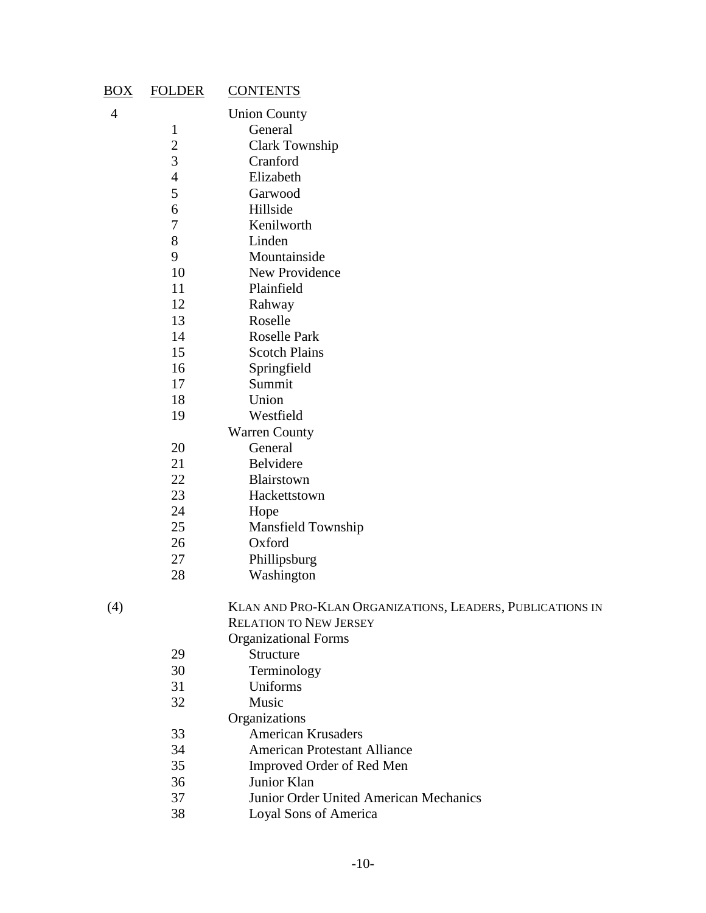| BOX | FOLDER | CONTENTS |
| --- | --- | --- |
| 4 | | Union County |
| | 1 | General |
| | 2 | Clark Township |
| | 3 | Cranford |
| | 4 | Elizabeth |
| | 5 | Garwood |
| | 6 | Hillside |
| | 7 | Kenilworth |
| | 8 | Linden |
| | 9 | Mountainside |
| | 10 | New Providence |
| | 11 | Plainfield |
| | 12 | Rahway |
| | 13 | Roselle |
| | 14 | Roselle Park |
| | 15 | Scotch Plains |
| | 16 | Springfield |
| | 17 | Summit |
| | 18 | Union |
| | 19 | Westfield |
| | | Warren County |
| | 20 | General |
| | 21 | Belvidere |
| | 22 | Blairstown |
| | 23 | Hackettstown |
| | 24 | Hope |
| | 25 | Mansfield Township |
| | 26 | Oxford |
| | 27 | Phillipsburg |
| | 28 | Washington |
| (4) | | KLAN AND PRO-KLAN ORGANIZATIONS, LEADERS, PUBLICATIONS IN RELATION TO NEW JERSEY |
| | | Organizational Forms |
| | 29 | Structure |
| | 30 | Terminology |
| | 31 | Uniforms |
| | 32 | Music |
| | | Organizations |
| | 33 | American Krusaders |
| | 34 | American Protestant Alliance |
| | 35 | Improved Order of Red Men |
| | 36 | Junior Klan |
| | 37 | Junior Order United American Mechanics |
| | 38 | Loyal Sons of America |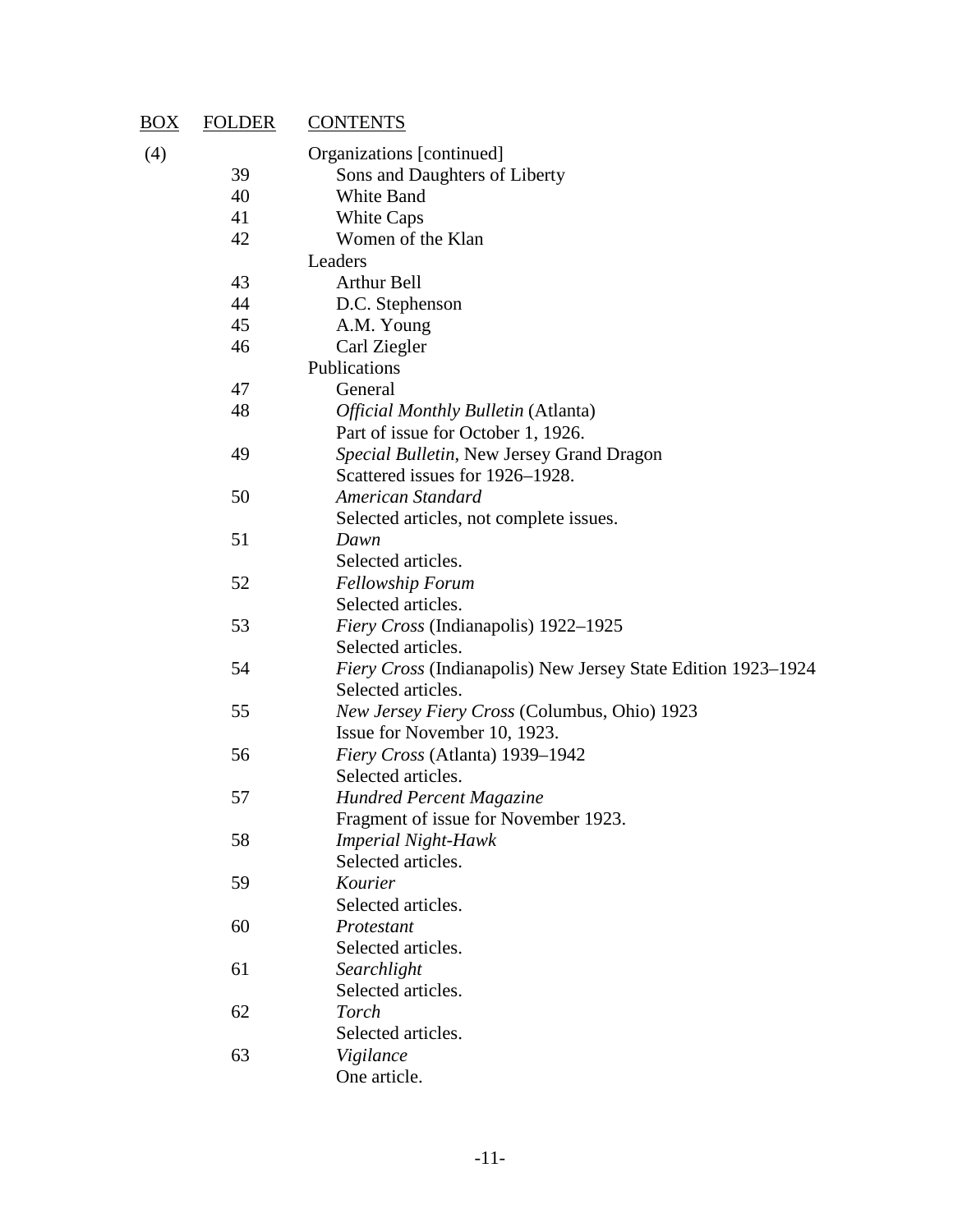| BOX | FOLDER | CONTENTS |
|---|---|---|
| (4) | | Organizations [continued] |
| | 39 | Sons and Daughters of Liberty |
| | 40 | White Band |
| | 41 | White Caps |
| | 42 | Women of the Klan |
| | | Leaders |
| | 43 | Arthur Bell |
| | 44 | D.C. Stephenson |
| | 45 | A.M. Young |
| | 46 | Carl Ziegler |
| | | Publications |
| | 47 | General |
| | 48 | *Official Monthly Bulletin* (Atlanta)<br>Part of issue for October 1, 1926. |
| | 49 | *Special Bulletin*, New Jersey Grand Dragon<br>Scattered issues for 1926–1928. |
| | 50 | *American Standard*<br>Selected articles, not complete issues. |
| | 51 | *Dawn*<br>Selected articles. |
| | 52 | *Fellowship Forum*<br>Selected articles. |
| | 53 | *Fiery Cross* (Indianapolis) 1922–1925<br>Selected articles. |
| | 54 | *Fiery Cross* (Indianapolis) New Jersey State Edition 1923–1924<br>Selected articles. |
| | 55 | *New Jersey Fiery Cross* (Columbus, Ohio) 1923<br>Issue for November 10, 1923. |
| | 56 | *Fiery Cross* (Atlanta) 1939–1942<br>Selected articles. |
| | 57 | *Hundred Percent Magazine*<br>Fragment of issue for November 1923. |
| | 58 | *Imperial Night-Hawk*<br>Selected articles. |
| | 59 | *Kourier*<br>Selected articles. |
| | 60 | *Protestant*<br>Selected articles. |
| | 61 | *Searchlight*<br>Selected articles. |
| | 62 | *Torch*<br>Selected articles. |
| | 63 | *Vigilance*<br>One article. |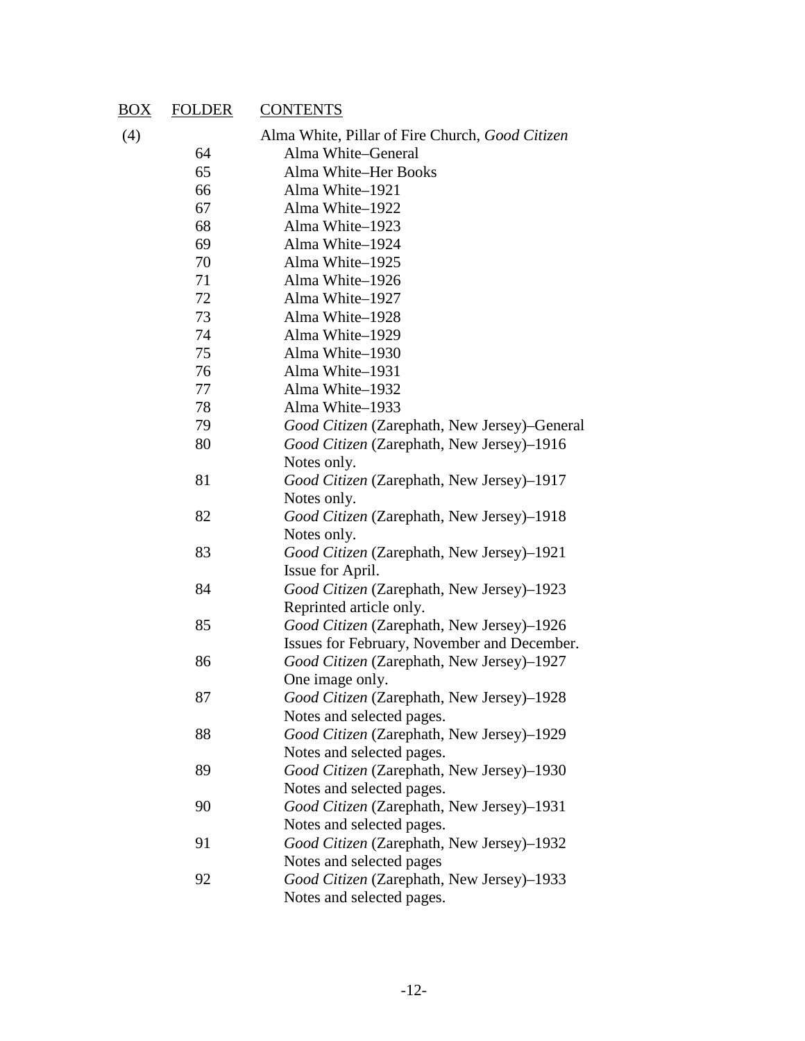| BOX | FOLDER | CONTENTS |
|---|---|---|
| (4) | | Alma White, Pillar of Fire Church, *Good Citizen* |
| | 64 | Alma White–General |
| | 65 | Alma White–Her Books |
| | 66 | Alma White–1921 |
| | 67 | Alma White–1922 |
| | 68 | Alma White–1923 |
| | 69 | Alma White–1924 |
| | 70 | Alma White–1925 |
| | 71 | Alma White–1926 |
| | 72 | Alma White–1927 |
| | 73 | Alma White–1928 |
| | 74 | Alma White–1929 |
| | 75 | Alma White–1930 |
| | 76 | Alma White–1931 |
| | 77 | Alma White–1932 |
| | 78 | Alma White–1933 |
| | 79 | *Good Citizen* (Zarephath, New Jersey)–General |
| | 80 | *Good Citizen* (Zarephath, New Jersey)–1916 Notes only. |
| | 81 | *Good Citizen* (Zarephath, New Jersey)–1917 Notes only. |
| | 82 | *Good Citizen* (Zarephath, New Jersey)–1918 Notes only. |
| | 83 | *Good Citizen* (Zarephath, New Jersey)–1921 Issue for April. |
| | 84 | *Good Citizen* (Zarephath, New Jersey)–1923 Reprinted article only. |
| | 85 | *Good Citizen* (Zarephath, New Jersey)–1926 Issues for February, November and December. |
| | 86 | *Good Citizen* (Zarephath, New Jersey)–1927 One image only. |
| | 87 | *Good Citizen* (Zarephath, New Jersey)–1928 Notes and selected pages. |
| | 88 | *Good Citizen* (Zarephath, New Jersey)–1929 Notes and selected pages. |
| | 89 | *Good Citizen* (Zarephath, New Jersey)–1930 Notes and selected pages. |
| | 90 | *Good Citizen* (Zarephath, New Jersey)–1931 Notes and selected pages. |
| | 91 | *Good Citizen* (Zarephath, New Jersey)–1932 Notes and selected pages |
| | 92 | *Good Citizen* (Zarephath, New Jersey)–1933 Notes and selected pages. |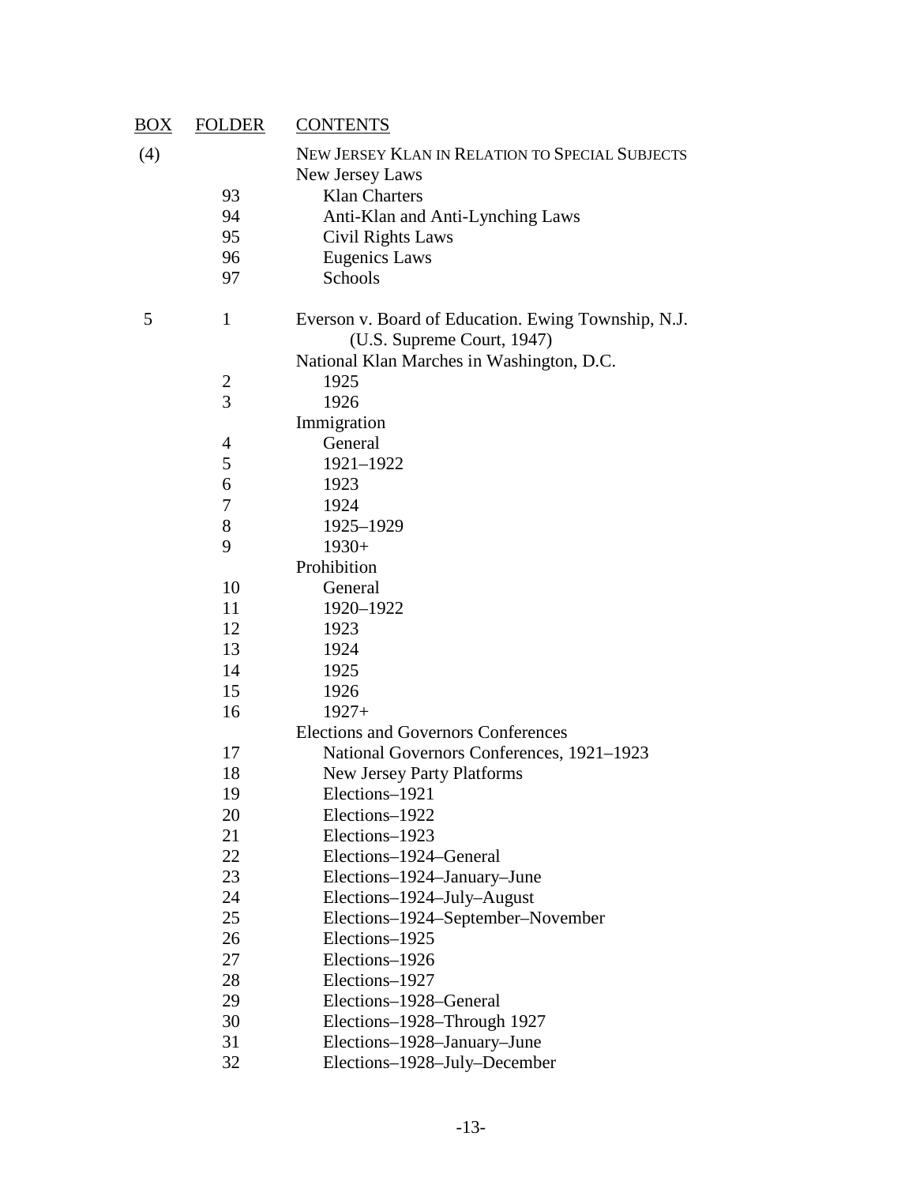| BOX | FOLDER | CONTENTS |
|---|---|---|
| (4) | | NEW JERSEY KLAN IN RELATION TO SPECIAL SUBJECTS |
| | | New Jersey Laws |
| | 93 | Klan Charters |
| | 94 | Anti-Klan and Anti-Lynching Laws |
| | 95 | Civil Rights Laws |
| | 96 | Eugenics Laws |
| | 97 | Schools |
| 5 | 1 | Everson v. Board of Education. Ewing Township, N.J. (U.S. Supreme Court, 1947) |
| | | National Klan Marches in Washington, D.C. |
| | 2 | 1925 |
| | 3 | 1926 |
| | | Immigration |
| | 4 | General |
| | 5 | 1921–1922 |
| | 6 | 1923 |
| | 7 | 1924 |
| | 8 | 1925–1929 |
| | 9 | 1930+ |
| | | Prohibition |
| | 10 | General |
| | 11 | 1920–1922 |
| | 12 | 1923 |
| | 13 | 1924 |
| | 14 | 1925 |
| | 15 | 1926 |
| | 16 | 1927+ |
| | | Elections and Governors Conferences |
| | 17 | National Governors Conferences, 1921–1923 |
| | 18 | New Jersey Party Platforms |
| | 19 | Elections–1921 |
| | 20 | Elections–1922 |
| | 21 | Elections–1923 |
| | 22 | Elections–1924–General |
| | 23 | Elections–1924–January–June |
| | 24 | Elections–1924–July–August |
| | 25 | Elections–1924–September–November |
| | 26 | Elections–1925 |
| | 27 | Elections–1926 |
| | 28 | Elections–1927 |
| | 29 | Elections–1928–General |
| | 30 | Elections–1928–Through 1927 |
| | 31 | Elections–1928–January–June |
| | 32 | Elections–1928–July–December |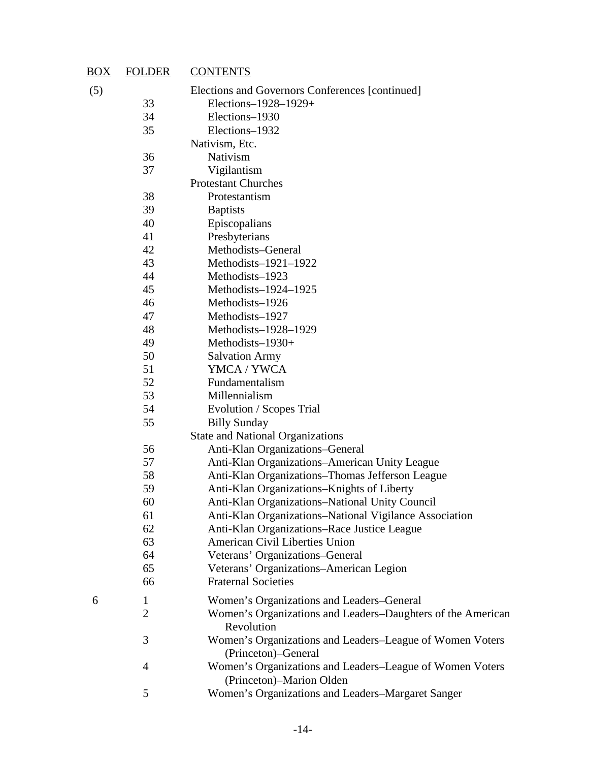| BOX | FOLDER | CONTENTS |
| --- | --- | --- |
| (5) | | Elections and Governors Conferences [continued] |
| | 33 | Elections–1928–1929+ |
| | 34 | Elections–1930 |
| | 35 | Elections–1932 |
| | | Nativism, Etc. |
| | 36 | Nativism |
| | 37 | Vigilantism |
| | | Protestant Churches |
| | 38 | Protestantism |
| | 39 | Baptists |
| | 40 | Episcopalians |
| | 41 | Presbyterians |
| | 42 | Methodists–General |
| | 43 | Methodists–1921–1922 |
| | 44 | Methodists–1923 |
| | 45 | Methodists–1924–1925 |
| | 46 | Methodists–1926 |
| | 47 | Methodists–1927 |
| | 48 | Methodists–1928–1929 |
| | 49 | Methodists–1930+ |
| | 50 | Salvation Army |
| | 51 | YMCA / YWCA |
| | 52 | Fundamentalism |
| | 53 | Millennialism |
| | 54 | Evolution / Scopes Trial |
| | 55 | Billy Sunday |
| | | State and National Organizations |
| | 56 | Anti-Klan Organizations–General |
| | 57 | Anti-Klan Organizations–American Unity League |
| | 58 | Anti-Klan Organizations–Thomas Jefferson League |
| | 59 | Anti-Klan Organizations–Knights of Liberty |
| | 60 | Anti-Klan Organizations–National Unity Council |
| | 61 | Anti-Klan Organizations–National Vigilance Association |
| | 62 | Anti-Klan Organizations–Race Justice League |
| | 63 | American Civil Liberties Union |
| | 64 | Veterans' Organizations–General |
| | 65 | Veterans' Organizations–American Legion |
| | 66 | Fraternal Societies |
| 6 | 1 | Women's Organizations and Leaders–General |
| | 2 | Women's Organizations and Leaders–Daughters of the American Revolution |
| | 3 | Women's Organizations and Leaders–League of Women Voters (Princeton)–General |
| | 4 | Women's Organizations and Leaders–League of Women Voters (Princeton)–Marion Olden |
| | 5 | Women's Organizations and Leaders–Margaret Sanger |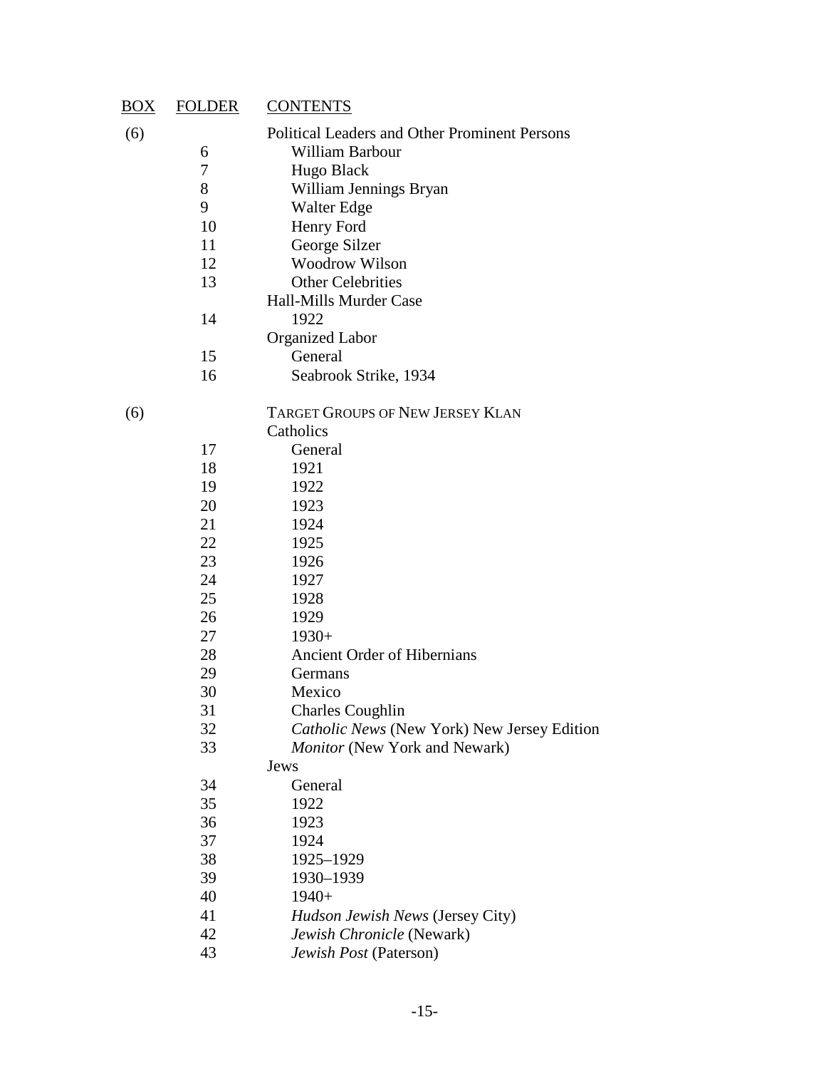| BOX | FOLDER | CONTENTS |
|---|---|---|
| (6) | | Political Leaders and Other Prominent Persons |
| | 6 | William Barbour |
| | 7 | Hugo Black |
| | 8 | William Jennings Bryan |
| | 9 | Walter Edge |
| | 10 | Henry Ford |
| | 11 | George Silzer |
| | 12 | Woodrow Wilson |
| | 13 | Other Celebrities |
| | | Hall-Mills Murder Case |
| | 14 | 1922 |
| | | Organized Labor |
| | 15 | General |
| | 16 | Seabrook Strike, 1934 |
| (6) | | TARGET GROUPS OF NEW JERSEY KLAN |
| | | Catholics |
| | 17 | General |
| | 18 | 1921 |
| | 19 | 1922 |
| | 20 | 1923 |
| | 21 | 1924 |
| | 22 | 1925 |
| | 23 | 1926 |
| | 24 | 1927 |
| | 25 | 1928 |
| | 26 | 1929 |
| | 27 | 1930+ |
| | 28 | Ancient Order of Hibernians |
| | 29 | Germans |
| | 30 | Mexico |
| | 31 | Charles Coughlin |
| | 32 | *Catholic News* (New York) New Jersey Edition |
| | 33 | *Monitor* (New York and Newark) |
| | | Jews |
| | 34 | General |
| | 35 | 1922 |
| | 36 | 1923 |
| | 37 | 1924 |
| | 38 | 1925–1929 |
| | 39 | 1930–1939 |
| | 40 | 1940+ |
| | 41 | *Hudson Jewish News* (Jersey City) |
| | 42 | *Jewish Chronicle* (Newark) |
| | 43 | *Jewish Post* (Paterson) |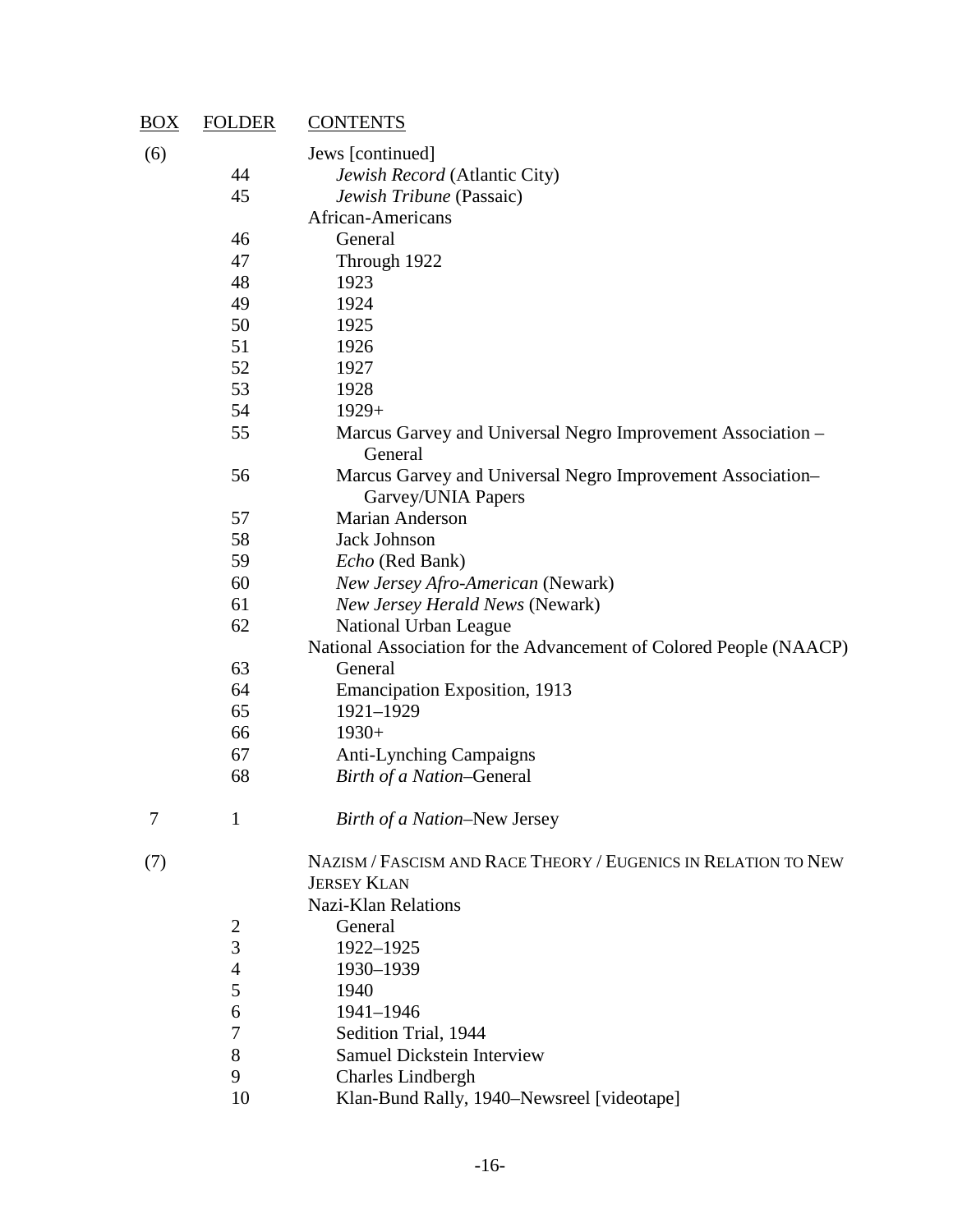| BOX | FOLDER | CONTENTS |
|---|---|---|
| (6) | | Jews [continued] |
| | 44 | *Jewish Record* (Atlantic City) |
| | 45 | *Jewish Tribune* (Passaic) |
| | | African-Americans |
| | 46 | General |
| | 47 | Through 1922 |
| | 48 | 1923 |
| | 49 | 1924 |
| | 50 | 1925 |
| | 51 | 1926 |
| | 52 | 1927 |
| | 53 | 1928 |
| | 54 | 1929+ |
| | 55 | Marcus Garvey and Universal Negro Improvement Association – General |
| | 56 | Marcus Garvey and Universal Negro Improvement Association– Garvey/UNIA Papers |
| | 57 | Marian Anderson |
| | 58 | Jack Johnson |
| | 59 | *Echo* (Red Bank) |
| | 60 | *New Jersey Afro-American* (Newark) |
| | 61 | *New Jersey Herald News* (Newark) |
| | 62 | National Urban League |
| | | National Association for the Advancement of Colored People (NAACP) |
| | 63 | General |
| | 64 | Emancipation Exposition, 1913 |
| | 65 | 1921–1929 |
| | 66 | 1930+ |
| | 67 | Anti-Lynching Campaigns |
| | 68 | *Birth of a Nation*–General |
| 7 | 1 | *Birth of a Nation*–New Jersey |
| (7) | | NAZISM / FASCISM AND RACE THEORY / EUGENICS IN RELATION TO NEW JERSEY KLAN |
| | | Nazi-Klan Relations |
| | 2 | General |
| | 3 | 1922–1925 |
| | 4 | 1930–1939 |
| | 5 | 1940 |
| | 6 | 1941–1946 |
| | 7 | Sedition Trial, 1944 |
| | 8 | Samuel Dickstein Interview |
| | 9 | Charles Lindbergh |
| | 10 | Klan-Bund Rally, 1940–Newsreel [videotape] |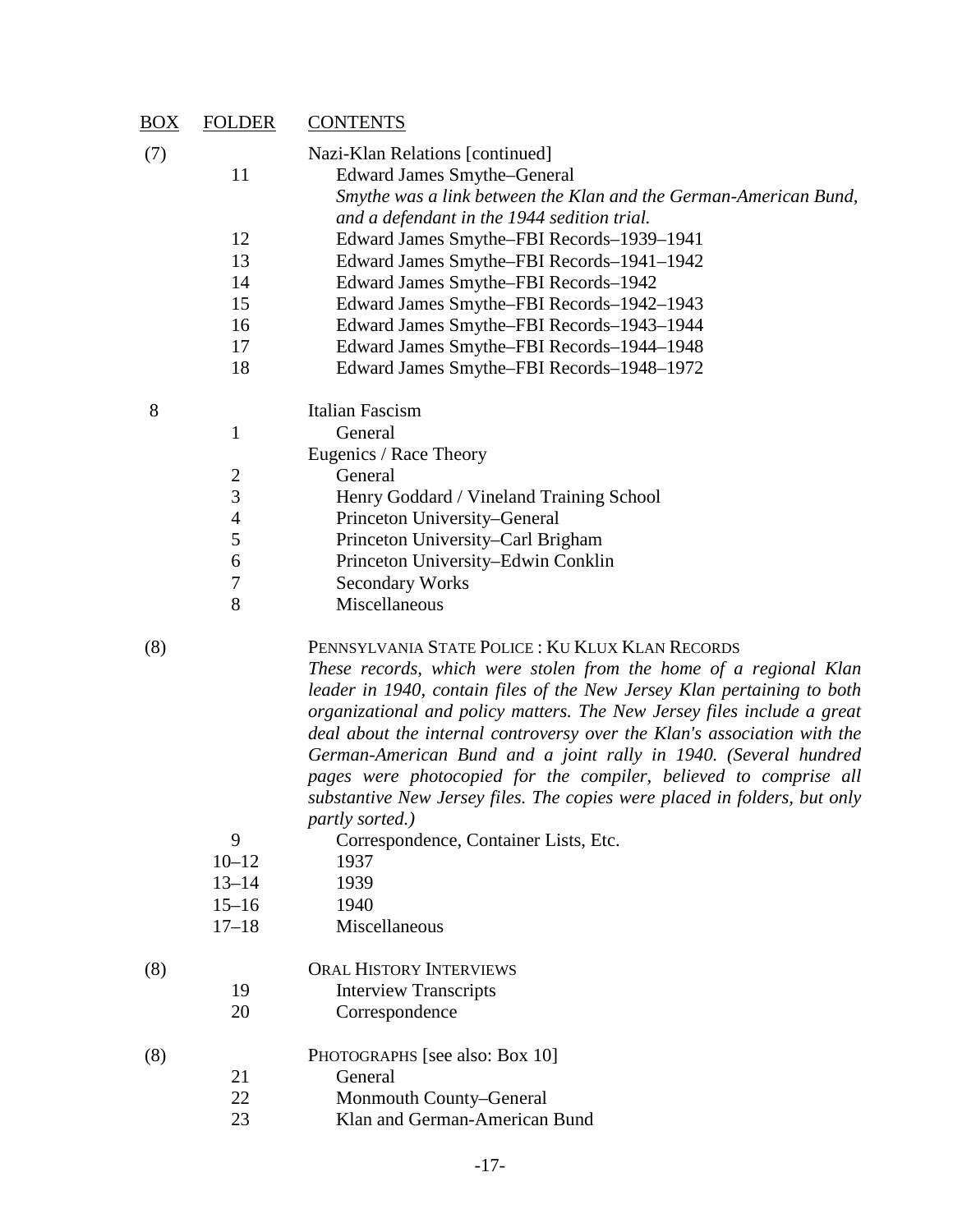| BOX | FOLDER | CONTENTS |
|---|---|---|
| (7) | | Nazi-Klan Relations [continued] |
| | 11 | Edward James Smythe–General<br>*Smythe was a link between the Klan and the German-American Bund, and a defendant in the 1944 sedition trial.* |
| | 12 | Edward James Smythe–FBI Records–1939–1941 |
| | 13 | Edward James Smythe–FBI Records–1941–1942 |
| | 14 | Edward James Smythe–FBI Records–1942 |
| | 15 | Edward James Smythe–FBI Records–1942–1943 |
| | 16 | Edward James Smythe–FBI Records–1943–1944 |
| | 17 | Edward James Smythe–FBI Records–1944–1948 |
| | 18 | Edward James Smythe–FBI Records–1948–1972 |
| 8 | | Italian Fascism |
| | 1 | General |
| | | Eugenics / Race Theory |
| | 2 | General |
| | 3 | Henry Goddard / Vineland Training School |
| | 4 | Princeton University–General |
| | 5 | Princeton University–Carl Brigham |
| | 6 | Princeton University–Edwin Conklin |
| | 7 | Secondary Works |
| | 8 | Miscellaneous |
| (8) | | PENNSYLVANIA STATE POLICE : KU KLUX KLAN RECORDS<br>*These records, which were stolen from the home of a regional Klan leader in 1940, contain files of the New Jersey Klan pertaining to both organizational and policy matters. The New Jersey files include a great deal about the internal controversy over the Klan's association with the German-American Bund and a joint rally in 1940. (Several hundred pages were photocopied for the compiler, believed to comprise all substantive New Jersey files. The copies were placed in folders, but only partly sorted.)* |
| | 9 | Correspondence, Container Lists, Etc. |
| | 10–12 | 1937 |
| | 13–14 | 1939 |
| | 15–16 | 1940 |
| | 17–18 | Miscellaneous |
| (8) | | ORAL HISTORY INTERVIEWS |
| | 19 | Interview Transcripts |
| | 20 | Correspondence |
| (8) | | PHOTOGRAPHS [see also: Box 10] |
| | 21 | General |
| | 22 | Monmouth County–General |
| | 23 | Klan and German-American Bund |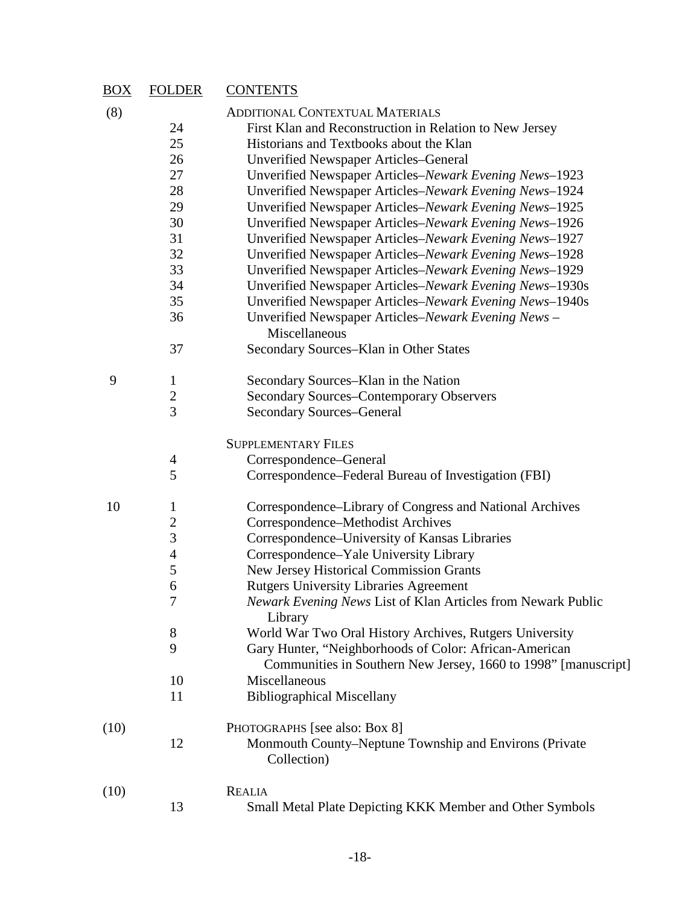| BOX | FOLDER | CONTENTS |
|---|---|---|
| (8) | | ADDITIONAL CONTEXTUAL MATERIALS |
| | 24 | First Klan and Reconstruction in Relation to New Jersey |
| | 25 | Historians and Textbooks about the Klan |
| | 26 | Unverified Newspaper Articles–General |
| | 27 | Unverified Newspaper Articles–*Newark Evening News*–1923 |
| | 28 | Unverified Newspaper Articles–*Newark Evening News*–1924 |
| | 29 | Unverified Newspaper Articles–*Newark Evening News*–1925 |
| | 30 | Unverified Newspaper Articles–*Newark Evening News*–1926 |
| | 31 | Unverified Newspaper Articles–*Newark Evening News*–1927 |
| | 32 | Unverified Newspaper Articles–*Newark Evening News*–1928 |
| | 33 | Unverified Newspaper Articles–*Newark Evening News*–1929 |
| | 34 | Unverified Newspaper Articles–*Newark Evening News*–1930s |
| | 35 | Unverified Newspaper Articles–*Newark Evening News*–1940s |
| | 36 | Unverified Newspaper Articles–*Newark Evening News* – Miscellaneous |
| | 37 | Secondary Sources–Klan in Other States |
| 9 | 1 | Secondary Sources–Klan in the Nation |
| | 2 | Secondary Sources–Contemporary Observers |
| | 3 | Secondary Sources–General |
| | | SUPPLEMENTARY FILES |
| | 4 | Correspondence–General |
| | 5 | Correspondence–Federal Bureau of Investigation (FBI) |
| 10 | 1 | Correspondence–Library of Congress and National Archives |
| | 2 | Correspondence–Methodist Archives |
| | 3 | Correspondence–University of Kansas Libraries |
| | 4 | Correspondence–Yale University Library |
| | 5 | New Jersey Historical Commission Grants |
| | 6 | Rutgers University Libraries Agreement |
| | 7 | *Newark Evening News* List of Klan Articles from Newark Public Library |
| | 8 | World War Two Oral History Archives, Rutgers University |
| | 9 | Gary Hunter, "Neighborhoods of Color: African-American Communities in Southern New Jersey, 1660 to 1998" [manuscript] |
| | 10 | Miscellaneous |
| | 11 | Bibliographical Miscellany |
| (10) | | PHOTOGRAPHS [see also: Box 8] |
| | 12 | Monmouth County–Neptune Township and Environs (Private Collection) |
| (10) | | REALIA |
| | 13 | Small Metal Plate Depicting KKK Member and Other Symbols |